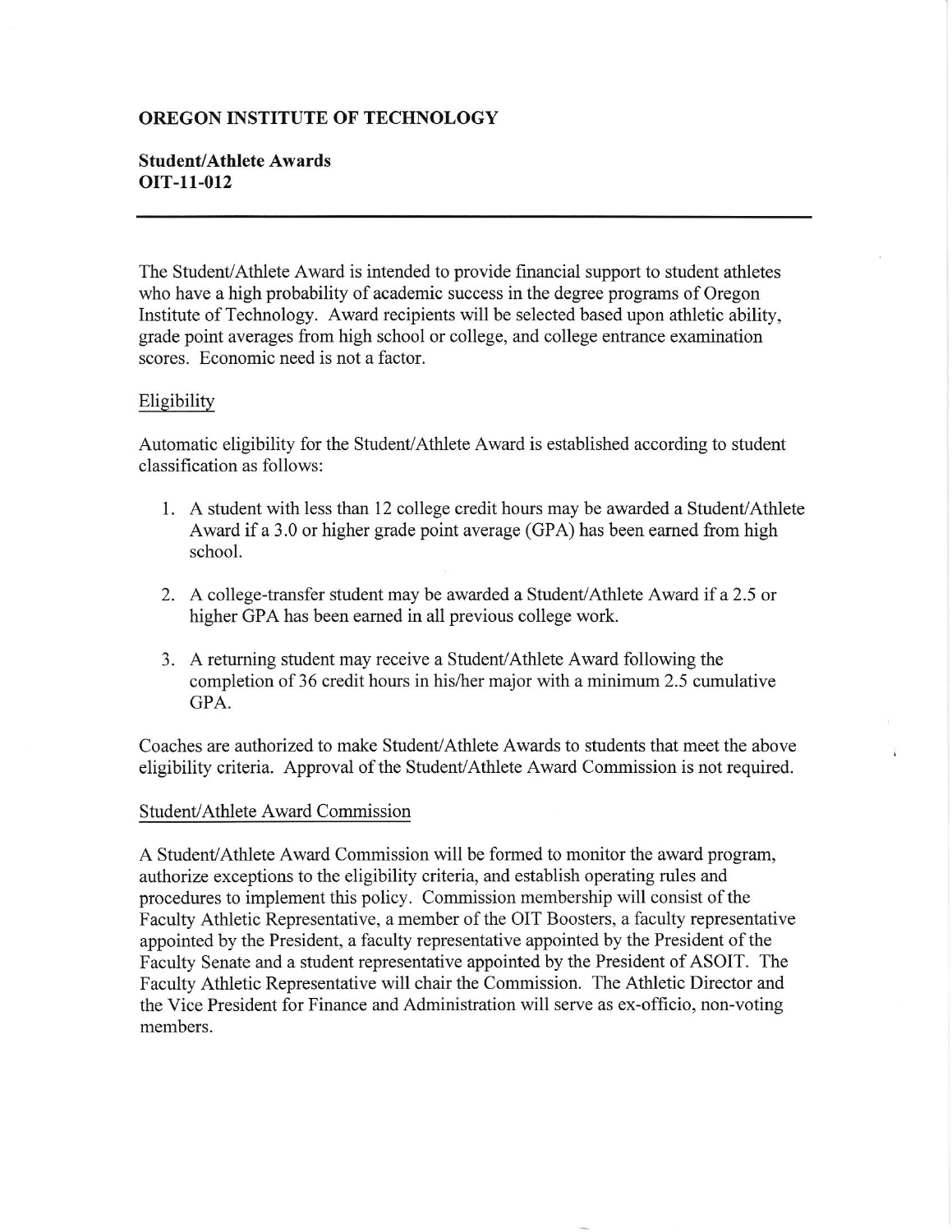# OREGON INSTITUTE OF TECHNOLOGY

## Student/Athlete Awards
## OIT-11-012

---

The Student/Athlete Award is intended to provide financial support to student athletes who have a high probability of academic success in the degree programs of Oregon Institute of Technology. Award recipients will be selected based upon athletic ability, grade point averages from high school or college, and college entrance examination scores. Economic need is not a factor.

### Eligibility

Automatic eligibility for the Student/Athlete Award is established according to student classification as follows:

1. A student with less than 12 college credit hours may be awarded a Student/Athlete Award if a 3.0 or higher grade point average (GPA) has been earned from high school.
2. A college-transfer student may be awarded a Student/Athlete Award if a 2.5 or higher GPA has been earned in all previous college work.
3. A returning student may receive a Student/Athlete Award following the completion of 36 credit hours in his/her major with a minimum 2.5 cumulative GPA.

Coaches are authorized to make Student/Athlete Awards to students that meet the above eligibility criteria. Approval of the Student/Athlete Award Commission is not required.

### Student/Athlete Award Commission

A Student/Athlete Award Commission will be formed to monitor the award program, authorize exceptions to the eligibility criteria, and establish operating rules and procedures to implement this policy. Commission membership will consist of the Faculty Athletic Representative, a member of the OIT Boosters, a faculty representative appointed by the President, a faculty representative appointed by the President of the Faculty Senate and a student representative appointed by the President of ASOIT. The Faculty Athletic Representative will chair the Commission. The Athletic Director and the Vice President for Finance and Administration will serve as ex-officio, non-voting members.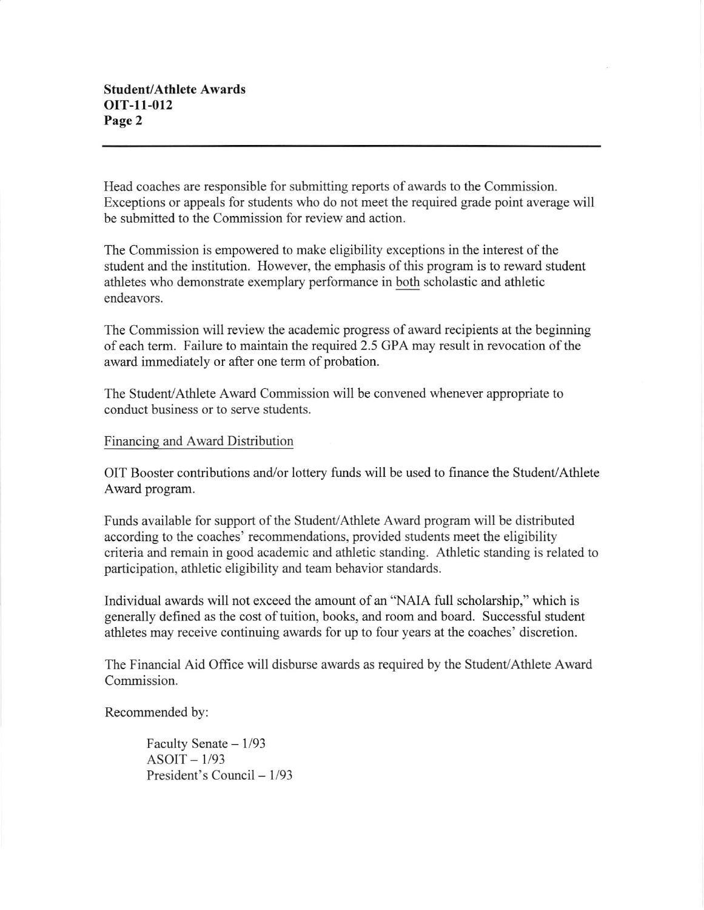Head coaches are responsible for submitting reports of awards to the Commission. Exceptions or appeals for students who do not meet the required grade point average will be submitted to the Commission for review and action.

The Commission is empowered to make eligibility exceptions in the interest of the student and the institution. However, the emphasis of this program is to reward student athletes who demonstrate exemplary performance in both scholastic and athletic endeavors.

The Commission will review the academic progress of award recipients at the beginning of each term. Failure to maintain the required 2.5 GPA may result in revocation of the award immediately or after one term of probation.

The Student/Athlete Award Commission will be convened whenever appropriate to conduct business or to serve students.

Financing and Award Distribution

OIT Booster contributions and/or lottery funds will be used to finance the Student/Athlete Award program.

Funds available for support of the Student/Athlete Award program will be distributed according to the coaches' recommendations, provided students meet the eligibility criteria and remain in good academic and athletic standing. Athletic standing is related to participation, athletic eligibility and team behavior standards.

Individual awards will not exceed the amount of an "NAIA full scholarship," which is generally defined as the cost of tuition, books, and room and board. Successful student athletes may receive continuing awards for up to four years at the coaches' discretion.

The Financial Aid Office will disburse awards as required by the Student/Athlete Award Commission.

Recommended by:

Faculty Senate – 1/93
ASOIT – 1/93
President's Council – 1/93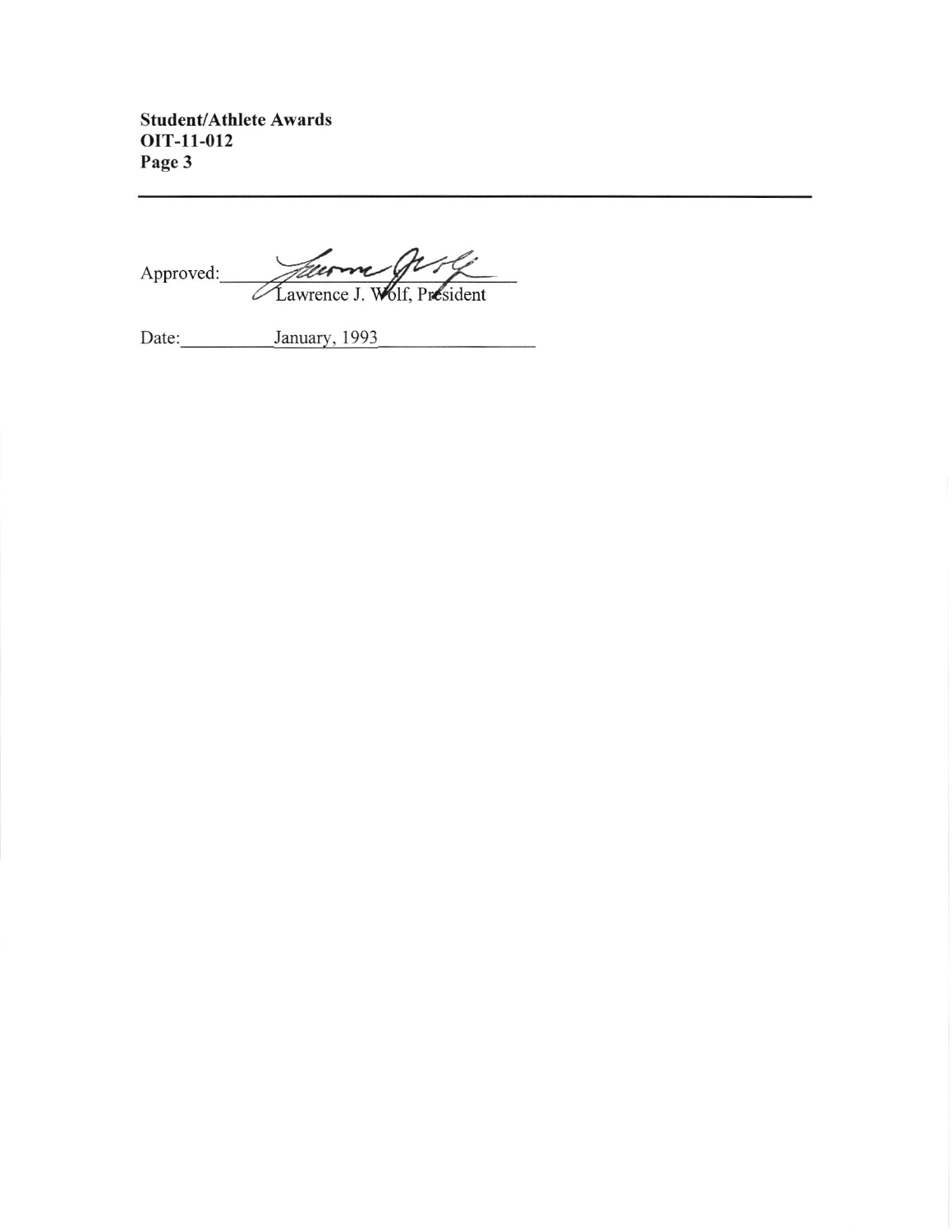Approved: Lawrence J. Wolf, President

Date: January, 1993